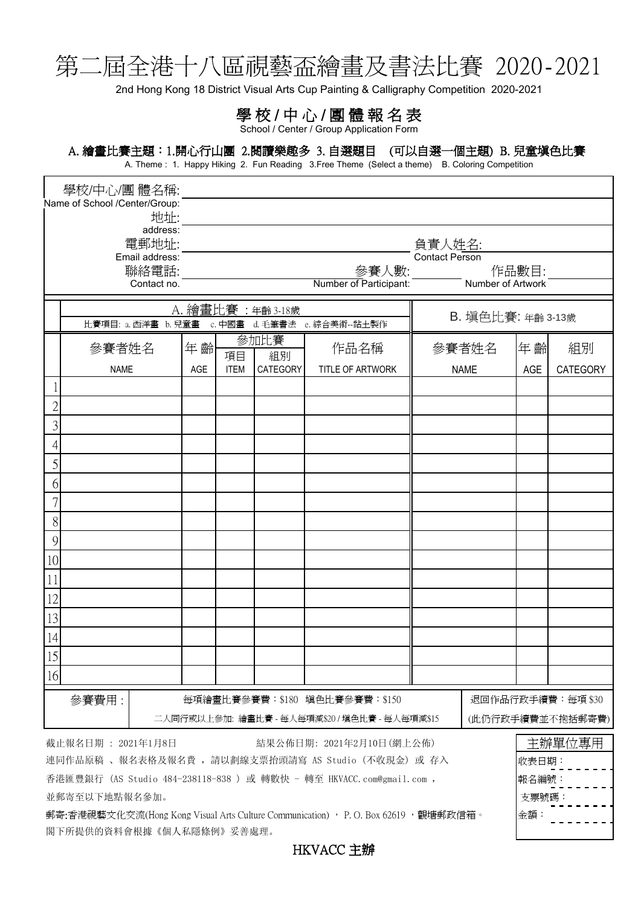# 第二屆全港十八區視藝盃繪畫及書法比賽 2020-2021

2nd Hong Kong 18 District Visual Arts Cup Painting & Calligraphy Competition 2020-2021

## 學校/中心/團體報名表

School / Center / Group Application Form

**A. 繪畫比賽主題：1.開心行山圖 2.閱讀樂趣多 3. 自選題目 (可以自選一個主題) B. 兒童填色比賽**

A. Theme : 1. Happy Hiking 2. Fun Reading 3.Free Theme (Select a theme) B. Coloring Competition

學校/中心/團 體名稱:
Name of School /Center/Group:

地址:
address:

電郵地址:
Email address:

負責人姓名:
Contact Person

聯絡電話:
Contact no.

參賽人數:
Number of Participant:

作品數目:
Number of Artwork

| | A. 繪畫比賽：年齡 3-18歲<br>比賽項目: a. 西洋畫 b. 兒童畫 c. 中國畫 d. 毛筆書法 e. 綜合美術--黏土製作 | | | | | B. 填色比賽: 年齡 3-13歲 | | |
|---|---|---|---|---|---|---|---|---|
| | 參賽者姓名<br>NAME | 年 齡<br>AGE | 參加比賽<br>項目<br>ITEM | 組別<br>CATEGORY | 作品名稱<br>TITLE OF ARTWORK | 參賽者姓名<br>NAME | 年 齡<br>AGE | 組別<br>CATEGORY |
| 1 | | | | | | | | |
| 2 | | | | | | | | |
| 3 | | | | | | | | |
| 4 | | | | | | | | |
| 5 | | | | | | | | |
| 6 | | | | | | | | |
| 7 | | | | | | | | |
| 8 | | | | | | | | |
| 9 | | | | | | | | |
| 10 | | | | | | | | |
| 11 | | | | | | | | |
| 12 | | | | | | | | |
| 13 | | | | | | | | |
| 14 | | | | | | | | |
| 15 | | | | | | | | |
| 16 | | | | | | | | |

| 參賽費用 : | 每項繪畫比賽參賽費：$180 填色比賽參賽費：$150<br>二人同行或以上參加: 繪畫比賽 - 每人每項減$20 / 填色比賽 - 每人每項減$15 | 退回作品行政手續費：每項 $30<br>(此仍行政手續費並不包括郵寄費) |
|---|---|---|

截止報名日期 : 2021年1月8日　　　　　結果公佈日期: 2021年2月10日(網上公佈)

連同作品原稿 、報名表格及報名費 ，請以劃線支票抬頭請寫 AS Studio (不收現金) 或 存入香港匯豐銀行 (AS Studio 484-238118-838 ) 或 轉數快 - 轉至 HKVACC.com@gmail.com ，並郵寄至以下地點報名參加。

郵寄:香港視藝文化交流(Hong Kong Visual Arts Culture Communication) ， P.O. Box 62619 ，觀塘郵政信箱。

閣下所提供的資料會根據《個人私隱條例》妥善處理。

| 主辦單位專用 |
|---|
| 收表日期： |
| 報名編號： |
| 支票號碼： |
| 金額： |

HKVACC 主辦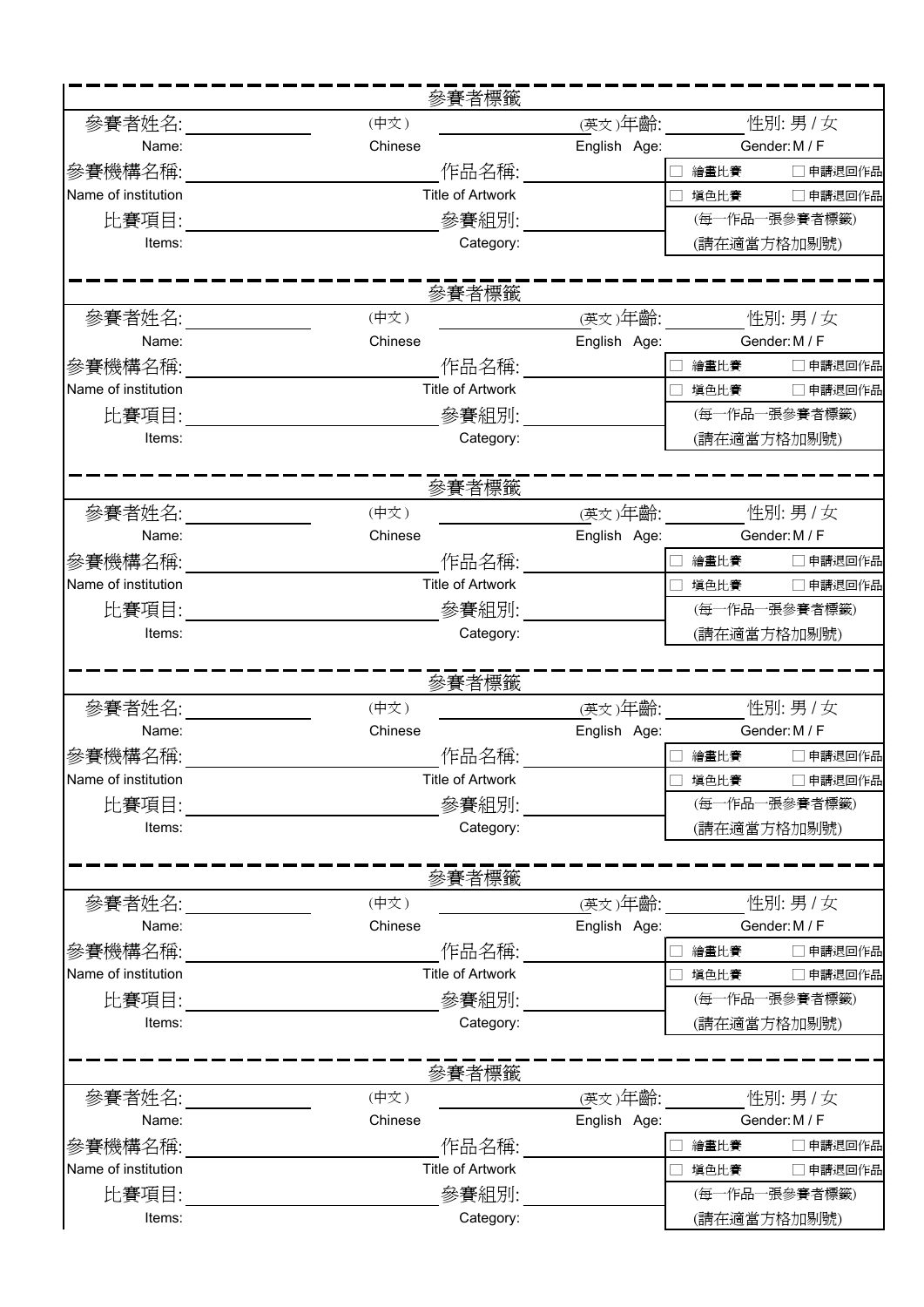## 參賽者標籤

| | | | | |
|---|---|---|---|---|
| 參賽者姓名: Name: | (中文) Chinese | (英文) English | 年齡: Age: | 性別: 男 / 女 Gender: M / F |
| 參賽機構名稱: Name of institution | | 作品名稱: Title of Artwork | | ☐ 繪畫比賽 ☐ 申請退回作品 |
| | | | | ☐ 填色比賽 ☐ 申請退回作品 |
| 比賽項目: Items: | | 參賽組別: Category: | | (每一作品一張參賽者標籤) (請在適當方格加剔號) |

## 參賽者標籤

| | | | | |
|---|---|---|---|---|
| 參賽者姓名: Name: | (中文) Chinese | (英文) English | 年齡: Age: | 性別: 男 / 女 Gender: M / F |
| 參賽機構名稱: Name of institution | | 作品名稱: Title of Artwork | | ☐ 繪畫比賽 ☐ 申請退回作品 |
| | | | | ☐ 填色比賽 ☐ 申請退回作品 |
| 比賽項目: Items: | | 參賽組別: Category: | | (每一作品一張參賽者標籤) (請在適當方格加剔號) |

## 參賽者標籤

| | | | | |
|---|---|---|---|---|
| 參賽者姓名: Name: | (中文) Chinese | (英文) English | 年齡: Age: | 性別: 男 / 女 Gender: M / F |
| 參賽機構名稱: Name of institution | | 作品名稱: Title of Artwork | | ☐ 繪畫比賽 ☐ 申請退回作品 |
| | | | | ☐ 填色比賽 ☐ 申請退回作品 |
| 比賽項目: Items: | | 參賽組別: Category: | | (每一作品一張參賽者標籤) (請在適當方格加剔號) |

## 參賽者標籤

| | | | | |
|---|---|---|---|---|
| 參賽者姓名: Name: | (中文) Chinese | (英文) English | 年齡: Age: | 性別: 男 / 女 Gender: M / F |
| 參賽機構名稱: Name of institution | | 作品名稱: Title of Artwork | | ☐ 繪畫比賽 ☐ 申請退回作品 |
| | | | | ☐ 填色比賽 ☐ 申請退回作品 |
| 比賽項目: Items: | | 參賽組別: Category: | | (每一作品一張參賽者標籤) (請在適當方格加剔號) |

## 參賽者標籤

| | | | | |
|---|---|---|---|---|
| 參賽者姓名: Name: | (中文) Chinese | (英文) English | 年齡: Age: | 性別: 男 / 女 Gender: M / F |
| 參賽機構名稱: Name of institution | | 作品名稱: Title of Artwork | | ☐ 繪畫比賽 ☐ 申請退回作品 |
| | | | | ☐ 填色比賽 ☐ 申請退回作品 |
| 比賽項目: Items: | | 參賽組別: Category: | | (每一作品一張參賽者標籤) (請在適當方格加剔號) |

## 參賽者標籤

| | | | | |
|---|---|---|---|---|
| 參賽者姓名: Name: | (中文) Chinese | (英文) English | 年齡: Age: | 性別: 男 / 女 Gender: M / F |
| 參賽機構名稱: Name of institution | | 作品名稱: Title of Artwork | | ☐ 繪畫比賽 ☐ 申請退回作品 |
| | | | | ☐ 填色比賽 ☐ 申請退回作品 |
| 比賽項目: Items: | | 參賽組別: Category: | | (每一作品一張參賽者標籤) (請在適當方格加剔號) |